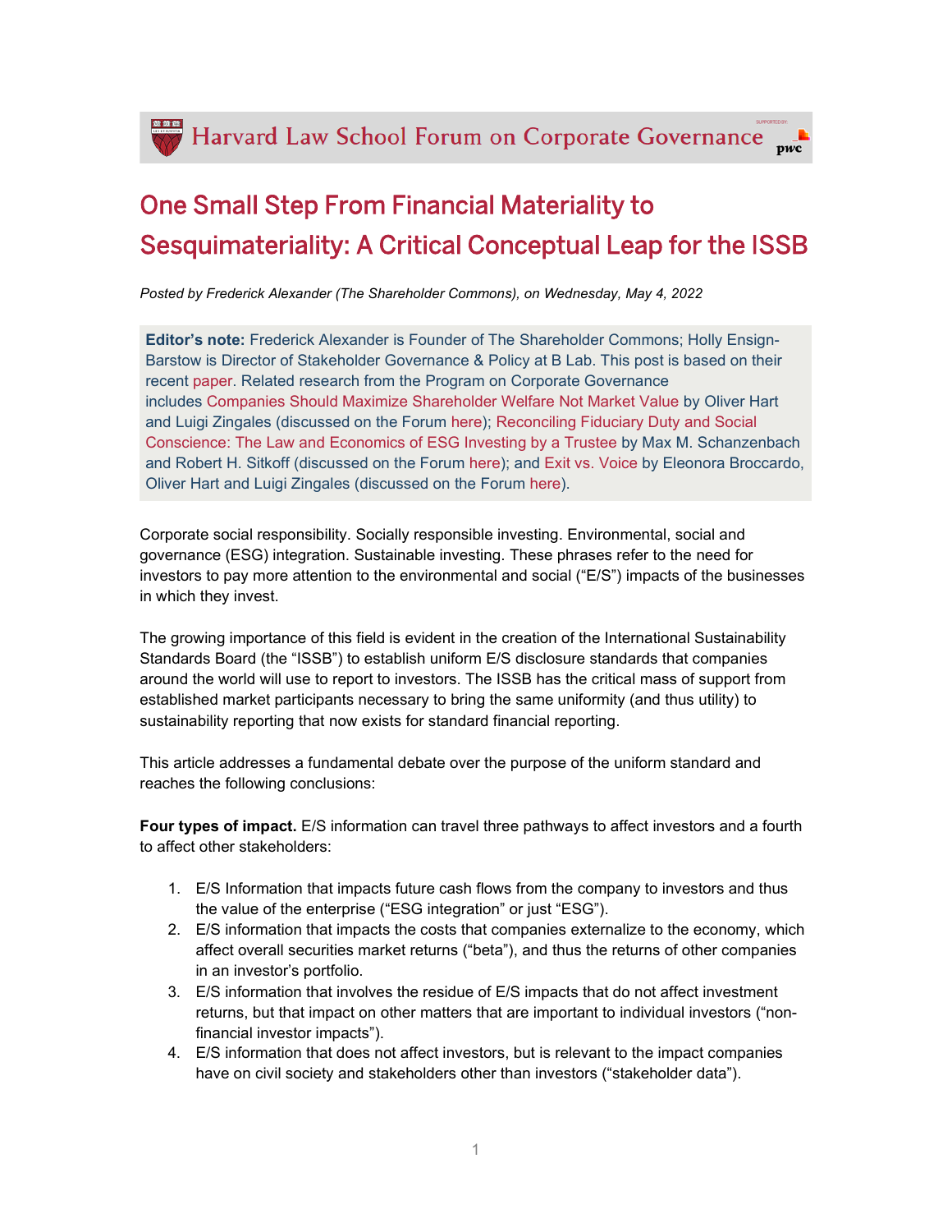# One Small Step From Financial Materiality to Sesquimateriality: A Critical Conceptual Leap for the ISSB

*Posted by Frederick Alexander (The Shareholder Commons), on Wednesday, May 4, 2022*

**Editor's note:** Frederick Alexander is Founder of The Shareholder Commons; Holly Ensign-Barstow is Director of Stakeholder Governance & Policy at B Lab. This post is based on their recent paper. Related research from the Program on Corporate Governance includes Companies Should Maximize Shareholder Welfare Not Market Value by Oliver Hart and Luigi Zingales (discussed on the Forum here); Reconciling Fiduciary Duty and Social Conscience: The Law and Economics of ESG Investing by a Trustee by Max M. Schanzenbach and Robert H. Sitkoff (discussed on the Forum here); and Exit vs. Voice by Eleonora Broccardo, Oliver Hart and Luigi Zingales (discussed on the Forum here).

Corporate social responsibility. Socially responsible investing. Environmental, social and governance (ESG) integration. Sustainable investing. These phrases refer to the need for investors to pay more attention to the environmental and social ("E/S") impacts of the businesses in which they invest.

The growing importance of this field is evident in the creation of the International Sustainability Standards Board (the "ISSB") to establish uniform E/S disclosure standards that companies around the world will use to report to investors. The ISSB has the critical mass of support from established market participants necessary to bring the same uniformity (and thus utility) to sustainability reporting that now exists for standard financial reporting.

This article addresses a fundamental debate over the purpose of the uniform standard and reaches the following conclusions:

**Four types of impact.** E/S information can travel three pathways to affect investors and a fourth to affect other stakeholders:

1. E/S Information that impacts future cash flows from the company to investors and thus the value of the enterprise ("ESG integration" or just "ESG").
2. E/S information that impacts the costs that companies externalize to the economy, which affect overall securities market returns ("beta"), and thus the returns of other companies in an investor's portfolio.
3. E/S information that involves the residue of E/S impacts that do not affect investment returns, but that impact on other matters that are important to individual investors ("non-financial investor impacts").
4. E/S information that does not affect investors, but is relevant to the impact companies have on civil society and stakeholders other than investors ("stakeholder data").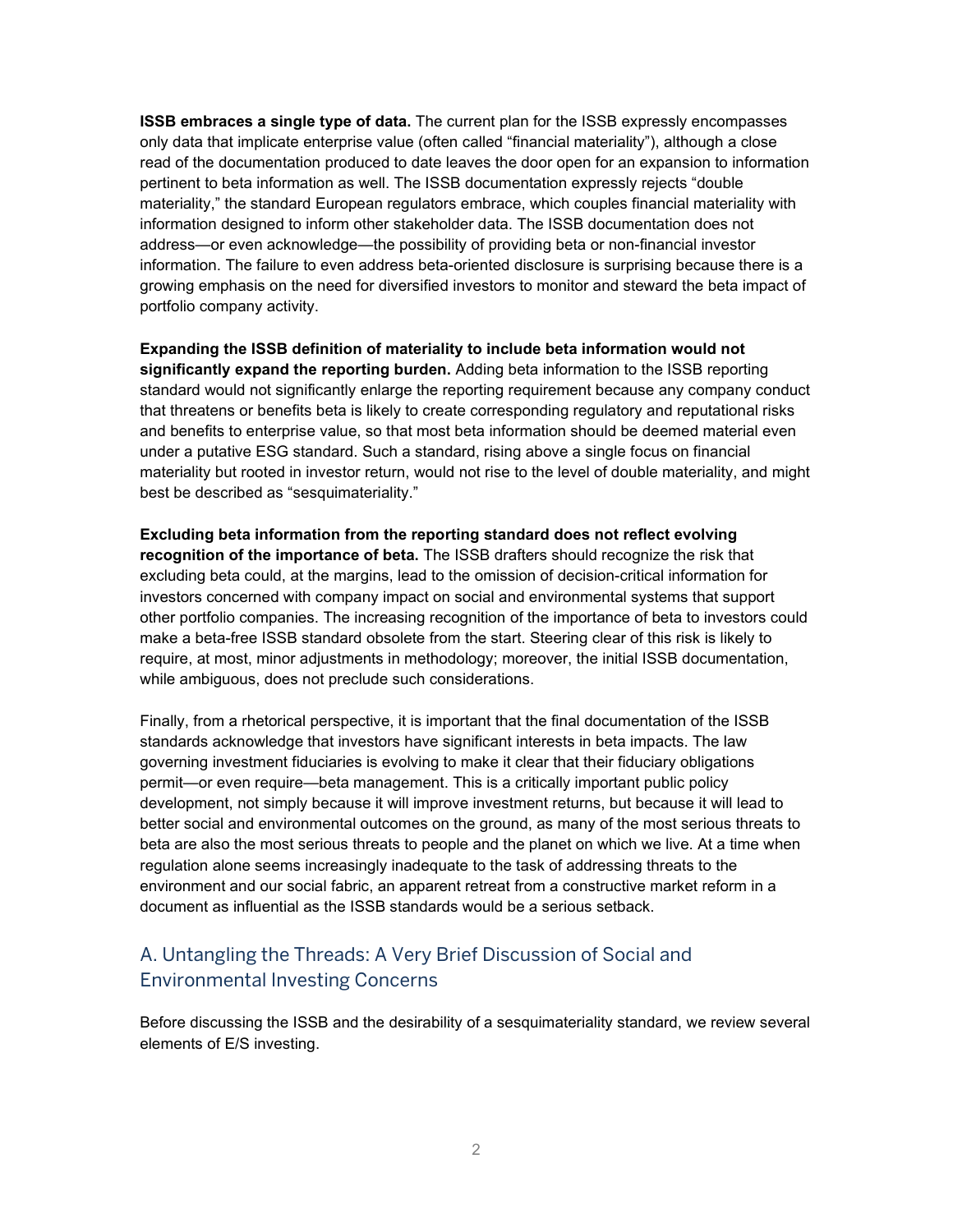**ISSB embraces a single type of data.** The current plan for the ISSB expressly encompasses only data that implicate enterprise value (often called "financial materiality"), although a close read of the documentation produced to date leaves the door open for an expansion to information pertinent to beta information as well. The ISSB documentation expressly rejects "double materiality," the standard European regulators embrace, which couples financial materiality with information designed to inform other stakeholder data. The ISSB documentation does not address—or even acknowledge—the possibility of providing beta or non-financial investor information. The failure to even address beta-oriented disclosure is surprising because there is a growing emphasis on the need for diversified investors to monitor and steward the beta impact of portfolio company activity.

**Expanding the ISSB definition of materiality to include beta information would not significantly expand the reporting burden.** Adding beta information to the ISSB reporting standard would not significantly enlarge the reporting requirement because any company conduct that threatens or benefits beta is likely to create corresponding regulatory and reputational risks and benefits to enterprise value, so that most beta information should be deemed material even under a putative ESG standard. Such a standard, rising above a single focus on financial materiality but rooted in investor return, would not rise to the level of double materiality, and might best be described as "sesquimateriality."

**Excluding beta information from the reporting standard does not reflect evolving recognition of the importance of beta.** The ISSB drafters should recognize the risk that excluding beta could, at the margins, lead to the omission of decision-critical information for investors concerned with company impact on social and environmental systems that support other portfolio companies. The increasing recognition of the importance of beta to investors could make a beta-free ISSB standard obsolete from the start. Steering clear of this risk is likely to require, at most, minor adjustments in methodology; moreover, the initial ISSB documentation, while ambiguous, does not preclude such considerations.

Finally, from a rhetorical perspective, it is important that the final documentation of the ISSB standards acknowledge that investors have significant interests in beta impacts. The law governing investment fiduciaries is evolving to make it clear that their fiduciary obligations permit—or even require—beta management. This is a critically important public policy development, not simply because it will improve investment returns, but because it will lead to better social and environmental outcomes on the ground, as many of the most serious threats to beta are also the most serious threats to people and the planet on which we live. At a time when regulation alone seems increasingly inadequate to the task of addressing threats to the environment and our social fabric, an apparent retreat from a constructive market reform in a document as influential as the ISSB standards would be a serious setback.

## A. Untangling the Threads: A Very Brief Discussion of Social and Environmental Investing Concerns

Before discussing the ISSB and the desirability of a sesquimateriality standard, we review several elements of E/S investing.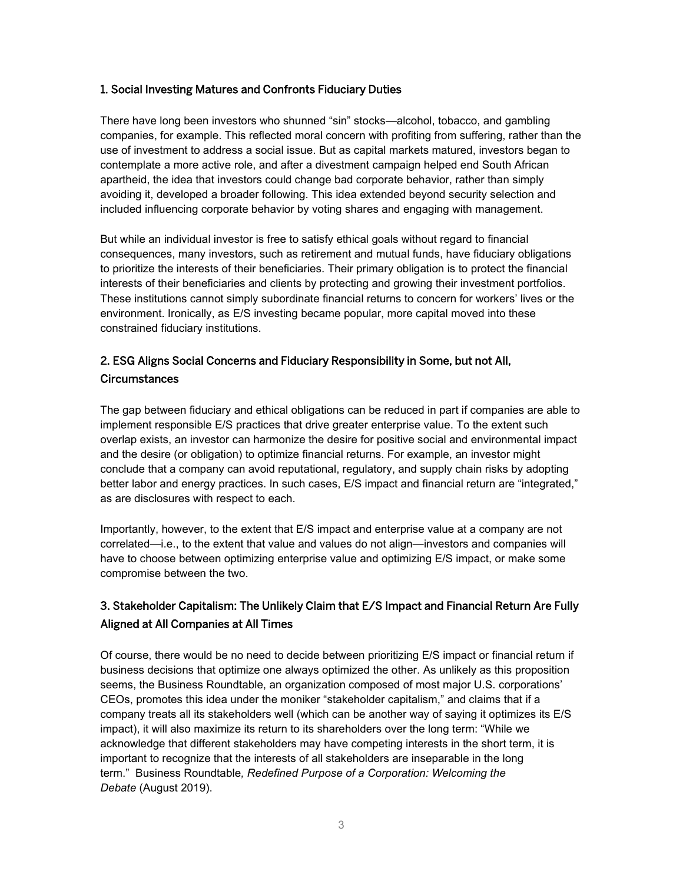### 1. Social Investing Matures and Confronts Fiduciary Duties

There have long been investors who shunned "sin" stocks—alcohol, tobacco, and gambling companies, for example. This reflected moral concern with profiting from suffering, rather than the use of investment to address a social issue. But as capital markets matured, investors began to contemplate a more active role, and after a divestment campaign helped end South African apartheid, the idea that investors could change bad corporate behavior, rather than simply avoiding it, developed a broader following. This idea extended beyond security selection and included influencing corporate behavior by voting shares and engaging with management.

But while an individual investor is free to satisfy ethical goals without regard to financial consequences, many investors, such as retirement and mutual funds, have fiduciary obligations to prioritize the interests of their beneficiaries. Their primary obligation is to protect the financial interests of their beneficiaries and clients by protecting and growing their investment portfolios. These institutions cannot simply subordinate financial returns to concern for workers' lives or the environment. Ironically, as E/S investing became popular, more capital moved into these constrained fiduciary institutions.

### 2. ESG Aligns Social Concerns and Fiduciary Responsibility in Some, but not All, Circumstances

The gap between fiduciary and ethical obligations can be reduced in part if companies are able to implement responsible E/S practices that drive greater enterprise value. To the extent such overlap exists, an investor can harmonize the desire for positive social and environmental impact and the desire (or obligation) to optimize financial returns. For example, an investor might conclude that a company can avoid reputational, regulatory, and supply chain risks by adopting better labor and energy practices. In such cases, E/S impact and financial return are "integrated," as are disclosures with respect to each.

Importantly, however, to the extent that E/S impact and enterprise value at a company are not correlated—i.e., to the extent that value and values do not align—investors and companies will have to choose between optimizing enterprise value and optimizing E/S impact, or make some compromise between the two.

### 3. Stakeholder Capitalism: The Unlikely Claim that E/S Impact and Financial Return Are Fully Aligned at All Companies at All Times

Of course, there would be no need to decide between prioritizing E/S impact or financial return if business decisions that optimize one always optimized the other. As unlikely as this proposition seems, the Business Roundtable, an organization composed of most major U.S. corporations' CEOs, promotes this idea under the moniker "stakeholder capitalism," and claims that if a company treats all its stakeholders well (which can be another way of saying it optimizes its E/S impact), it will also maximize its return to its shareholders over the long term: "While we acknowledge that different stakeholders may have competing interests in the short term, it is important to recognize that the interests of all stakeholders are inseparable in the long term." Business Roundtable, *Redefined Purpose of a Corporation: Welcoming the Debate* (August 2019).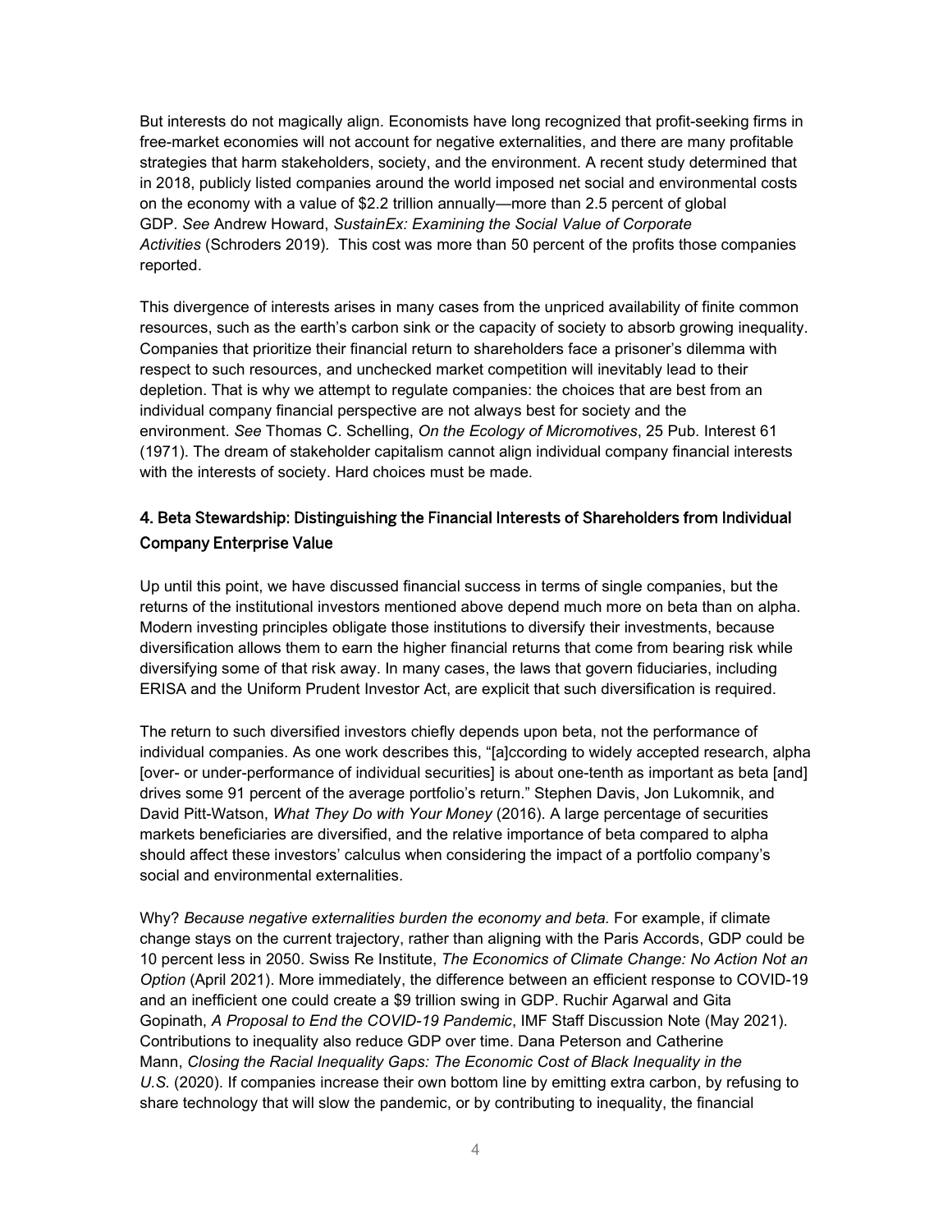But interests do not magically align. Economists have long recognized that profit-seeking firms in free-market economies will not account for negative externalities, and there are many profitable strategies that harm stakeholders, society, and the environment. A recent study determined that in 2018, publicly listed companies around the world imposed net social and environmental costs on the economy with a value of $2.2 trillion annually—more than 2.5 percent of global GDP. *See* Andrew Howard, *SustainEx: Examining the Social Value of Corporate Activities* (Schroders 2019). This cost was more than 50 percent of the profits those companies reported.

This divergence of interests arises in many cases from the unpriced availability of finite common resources, such as the earth's carbon sink or the capacity of society to absorb growing inequality. Companies that prioritize their financial return to shareholders face a prisoner's dilemma with respect to such resources, and unchecked market competition will inevitably lead to their depletion. That is why we attempt to regulate companies: the choices that are best from an individual company financial perspective are not always best for society and the environment. *See* Thomas C. Schelling, *On the Ecology of Micromotives*, 25 Pub. Interest 61 (1971). The dream of stakeholder capitalism cannot align individual company financial interests with the interests of society. Hard choices must be made.

## 4. Beta Stewardship: Distinguishing the Financial Interests of Shareholders from Individual Company Enterprise Value

Up until this point, we have discussed financial success in terms of single companies, but the returns of the institutional investors mentioned above depend much more on beta than on alpha. Modern investing principles obligate those institutions to diversify their investments, because diversification allows them to earn the higher financial returns that come from bearing risk while diversifying some of that risk away. In many cases, the laws that govern fiduciaries, including ERISA and the Uniform Prudent Investor Act, are explicit that such diversification is required.

The return to such diversified investors chiefly depends upon beta, not the performance of individual companies. As one work describes this, "[a]ccording to widely accepted research, alpha [over- or under-performance of individual securities] is about one-tenth as important as beta [and] drives some 91 percent of the average portfolio's return." Stephen Davis, Jon Lukomnik, and David Pitt-Watson, *What They Do with Your Money* (2016). A large percentage of securities markets beneficiaries are diversified, and the relative importance of beta compared to alpha should affect these investors' calculus when considering the impact of a portfolio company's social and environmental externalities.

Why? *Because negative externalities burden the economy and beta.* For example, if climate change stays on the current trajectory, rather than aligning with the Paris Accords, GDP could be 10 percent less in 2050. Swiss Re Institute, *The Economics of Climate Change: No Action Not an Option* (April 2021). More immediately, the difference between an efficient response to COVID-19 and an inefficient one could create a $9 trillion swing in GDP. Ruchir Agarwal and Gita Gopinath, *A Proposal to End the COVID-19 Pandemic*, IMF Staff Discussion Note (May 2021). Contributions to inequality also reduce GDP over time. Dana Peterson and Catherine Mann, *Closing the Racial Inequality Gaps: The Economic Cost of Black Inequality in the U.S.* (2020). If companies increase their own bottom line by emitting extra carbon, by refusing to share technology that will slow the pandemic, or by contributing to inequality, the financial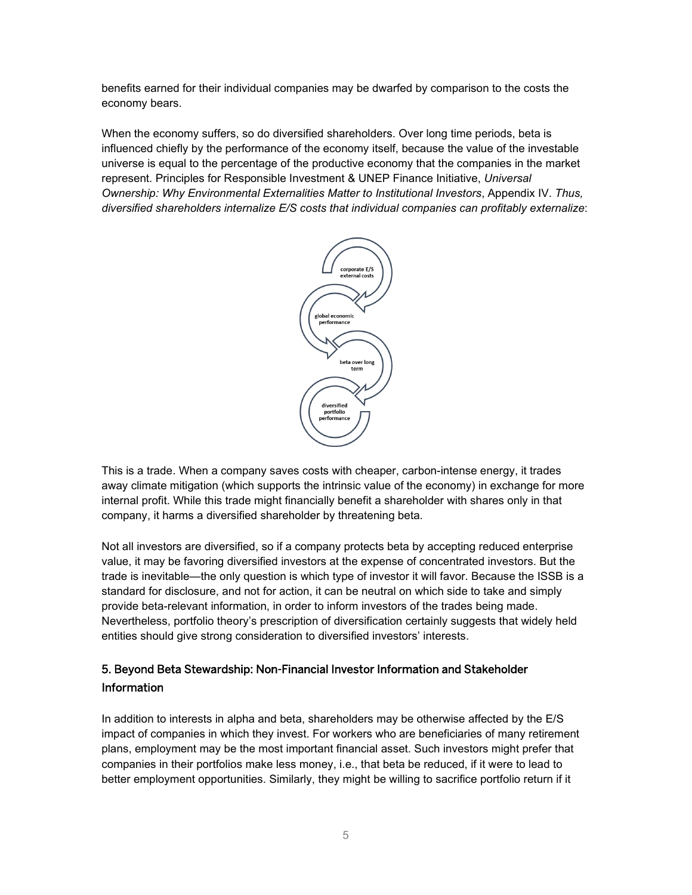benefits earned for their individual companies may be dwarfed by comparison to the costs the economy bears.

When the economy suffers, so do diversified shareholders. Over long time periods, beta is influenced chiefly by the performance of the economy itself, because the value of the investable universe is equal to the percentage of the productive economy that the companies in the market represent. Principles for Responsible Investment & UNEP Finance Initiative, *Universal Ownership: Why Environmental Externalities Matter to Institutional Investors*, Appendix IV. *Thus, diversified shareholders internalize E/S costs that individual companies can profitably externalize*:

corporate E/S external costs

global economic performance

beta over long term

diversified portfolio performance

This is a trade. When a company saves costs with cheaper, carbon-intense energy, it trades away climate mitigation (which supports the intrinsic value of the economy) in exchange for more internal profit. While this trade might financially benefit a shareholder with shares only in that company, it harms a diversified shareholder by threatening beta.

Not all investors are diversified, so if a company protects beta by accepting reduced enterprise value, it may be favoring diversified investors at the expense of concentrated investors. But the trade is inevitable—the only question is which type of investor it will favor. Because the ISSB is a standard for disclosure, and not for action, it can be neutral on which side to take and simply provide beta-relevant information, in order to inform investors of the trades being made. Nevertheless, portfolio theory's prescription of diversification certainly suggests that widely held entities should give strong consideration to diversified investors' interests.

## 5. Beyond Beta Stewardship: Non-Financial Investor Information and Stakeholder Information

In addition to interests in alpha and beta, shareholders may be otherwise affected by the E/S impact of companies in which they invest. For workers who are beneficiaries of many retirement plans, employment may be the most important financial asset. Such investors might prefer that companies in their portfolios make less money, i.e., that beta be reduced, if it were to lead to better employment opportunities. Similarly, they might be willing to sacrifice portfolio return if it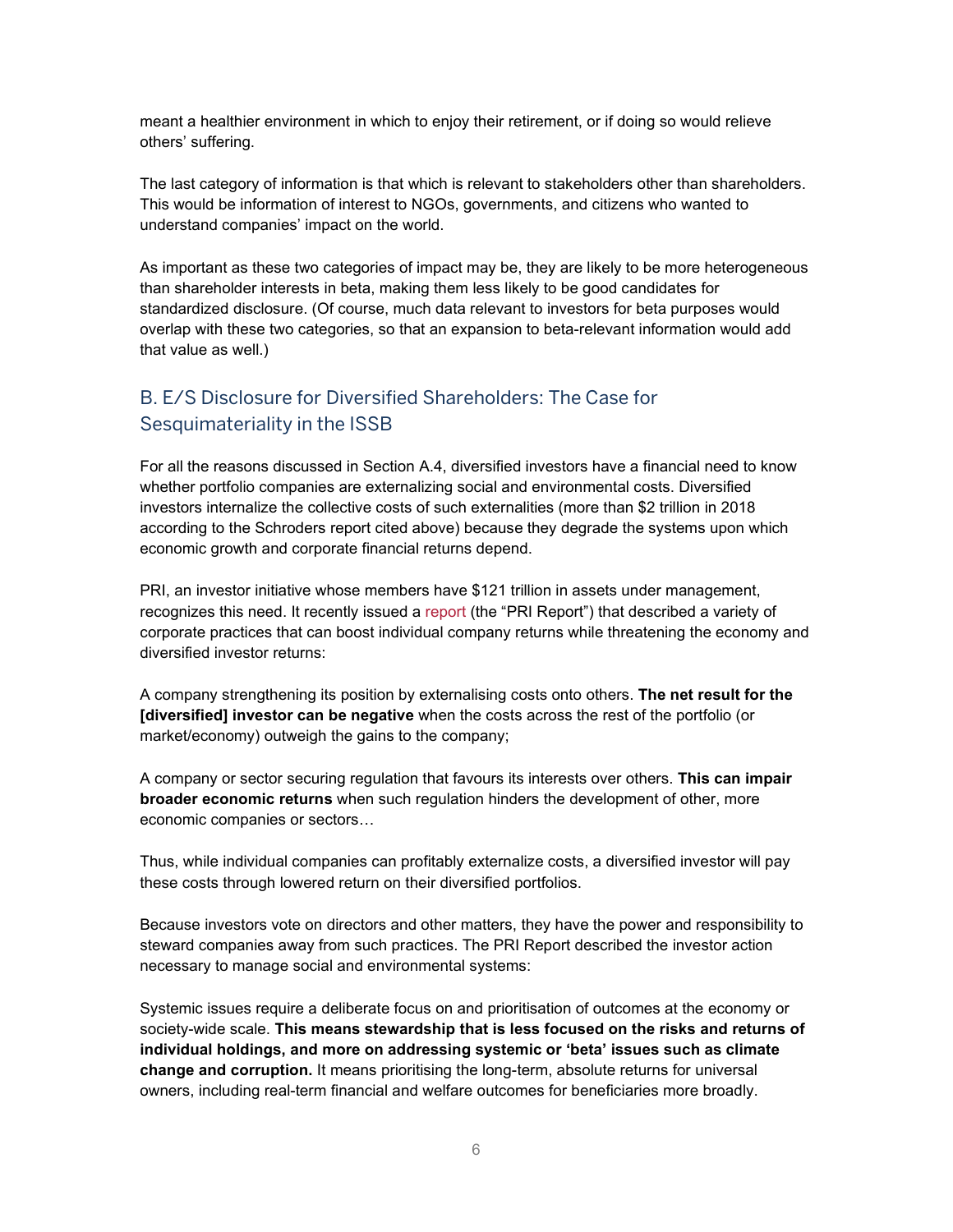meant a healthier environment in which to enjoy their retirement, or if doing so would relieve others' suffering.

The last category of information is that which is relevant to stakeholders other than shareholders. This would be information of interest to NGOs, governments, and citizens who wanted to understand companies' impact on the world.

As important as these two categories of impact may be, they are likely to be more heterogeneous than shareholder interests in beta, making them less likely to be good candidates for standardized disclosure. (Of course, much data relevant to investors for beta purposes would overlap with these two categories, so that an expansion to beta-relevant information would add that value as well.)

## B. E/S Disclosure for Diversified Shareholders: The Case for Sesquimateriality in the ISSB

For all the reasons discussed in Section A.4, diversified investors have a financial need to know whether portfolio companies are externalizing social and environmental costs. Diversified investors internalize the collective costs of such externalities (more than $2 trillion in 2018 according to the Schroders report cited above) because they degrade the systems upon which economic growth and corporate financial returns depend.

PRI, an investor initiative whose members have $121 trillion in assets under management, recognizes this need. It recently issued a report (the "PRI Report") that described a variety of corporate practices that can boost individual company returns while threatening the economy and diversified investor returns:

A company strengthening its position by externalising costs onto others. **The net result for the [diversified] investor can be negative** when the costs across the rest of the portfolio (or market/economy) outweigh the gains to the company;

A company or sector securing regulation that favours its interests over others. **This can impair broader economic returns** when such regulation hinders the development of other, more economic companies or sectors…

Thus, while individual companies can profitably externalize costs, a diversified investor will pay these costs through lowered return on their diversified portfolios.

Because investors vote on directors and other matters, they have the power and responsibility to steward companies away from such practices. The PRI Report described the investor action necessary to manage social and environmental systems:

Systemic issues require a deliberate focus on and prioritisation of outcomes at the economy or society-wide scale. **This means stewardship that is less focused on the risks and returns of individual holdings, and more on addressing systemic or 'beta' issues such as climate change and corruption.** It means prioritising the long-term, absolute returns for universal owners, including real-term financial and welfare outcomes for beneficiaries more broadly.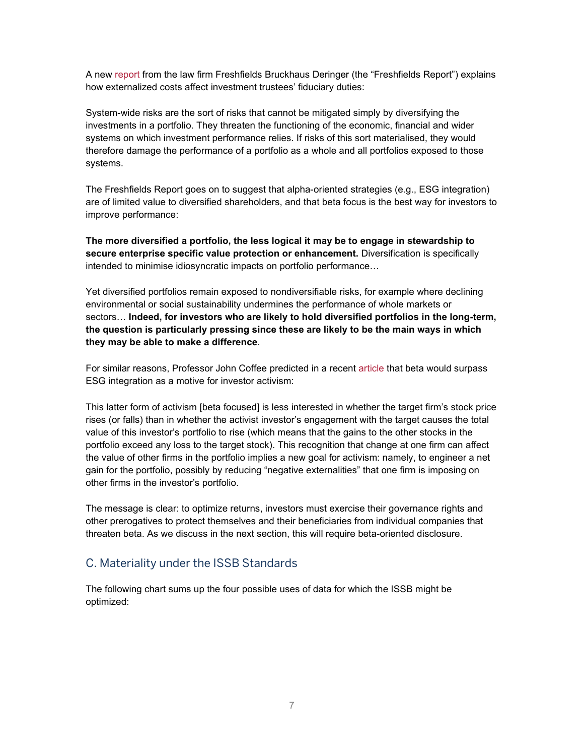A new report from the law firm Freshfields Bruckhaus Deringer (the "Freshfields Report") explains how externalized costs affect investment trustees' fiduciary duties:

System-wide risks are the sort of risks that cannot be mitigated simply by diversifying the investments in a portfolio. They threaten the functioning of the economic, financial and wider systems on which investment performance relies. If risks of this sort materialised, they would therefore damage the performance of a portfolio as a whole and all portfolios exposed to those systems.

The Freshfields Report goes on to suggest that alpha-oriented strategies (e.g., ESG integration) are of limited value to diversified shareholders, and that beta focus is the best way for investors to improve performance:

**The more diversified a portfolio, the less logical it may be to engage in stewardship to secure enterprise specific value protection or enhancement.** Diversification is specifically intended to minimise idiosyncratic impacts on portfolio performance…

Yet diversified portfolios remain exposed to nondiversifiable risks, for example where declining environmental or social sustainability undermines the performance of whole markets or sectors… **Indeed, for investors who are likely to hold diversified portfolios in the long-term, the question is particularly pressing since these are likely to be the main ways in which they may be able to make a difference**.

For similar reasons, Professor John Coffee predicted in a recent article that beta would surpass ESG integration as a motive for investor activism:

This latter form of activism [beta focused] is less interested in whether the target firm's stock price rises (or falls) than in whether the activist investor's engagement with the target causes the total value of this investor's portfolio to rise (which means that the gains to the other stocks in the portfolio exceed any loss to the target stock). This recognition that change at one firm can affect the value of other firms in the portfolio implies a new goal for activism: namely, to engineer a net gain for the portfolio, possibly by reducing "negative externalities" that one firm is imposing on other firms in the investor's portfolio.

The message is clear: to optimize returns, investors must exercise their governance rights and other prerogatives to protect themselves and their beneficiaries from individual companies that threaten beta. As we discuss in the next section, this will require beta-oriented disclosure.

## C. Materiality under the ISSB Standards

The following chart sums up the four possible uses of data for which the ISSB might be optimized: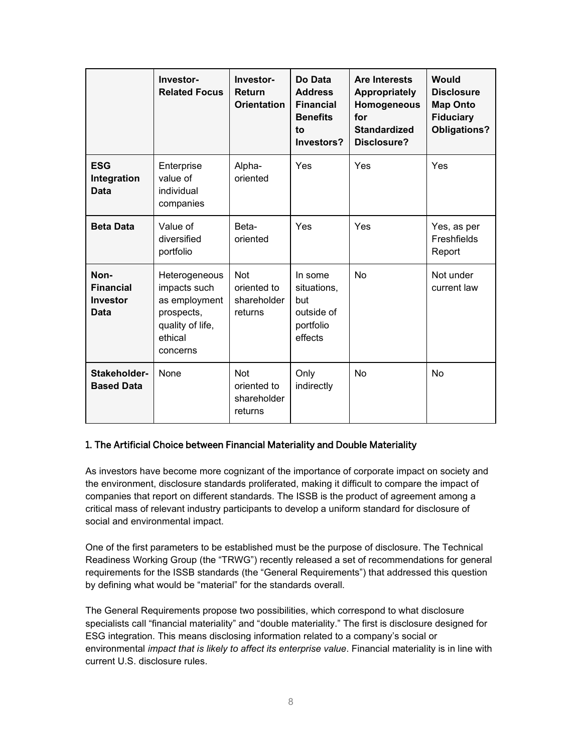| | Investor-Related Focus | Investor-Return Orientation | Do Data Address Financial Benefits to Investors? | Are Interests Appropriately Homogeneous for Standardized Disclosure? | Would Disclosure Map Onto Fiduciary Obligations? |
|---|---|---|---|---|---|
| **ESG Integration Data** | Enterprise value of individual companies | Alpha-oriented | Yes | Yes | Yes |
| **Beta Data** | Value of diversified portfolio | Beta-oriented | Yes | Yes | Yes, as per Freshfields Report |
| **Non-Financial Investor Data** | Heterogeneous impacts such as employment prospects, quality of life, ethical concerns | Not oriented to shareholder returns | In some situations, but outside of portfolio effects | No | Not under current law |
| **Stakeholder-Based Data** | None | Not oriented to shareholder returns | Only indirectly | No | No |

### 1. The Artificial Choice between Financial Materiality and Double Materiality

As investors have become more cognizant of the importance of corporate impact on society and the environment, disclosure standards proliferated, making it difficult to compare the impact of companies that report on different standards. The ISSB is the product of agreement among a critical mass of relevant industry participants to develop a uniform standard for disclosure of social and environmental impact.

One of the first parameters to be established must be the purpose of disclosure. The Technical Readiness Working Group (the "TRWG") recently released a set of recommendations for general requirements for the ISSB standards (the "General Requirements") that addressed this question by defining what would be "material" for the standards overall.

The General Requirements propose two possibilities, which correspond to what disclosure specialists call "financial materiality" and "double materiality." The first is disclosure designed for ESG integration. This means disclosing information related to a company's social or environmental *impact that is likely to affect its enterprise value*. Financial materiality is in line with current U.S. disclosure rules.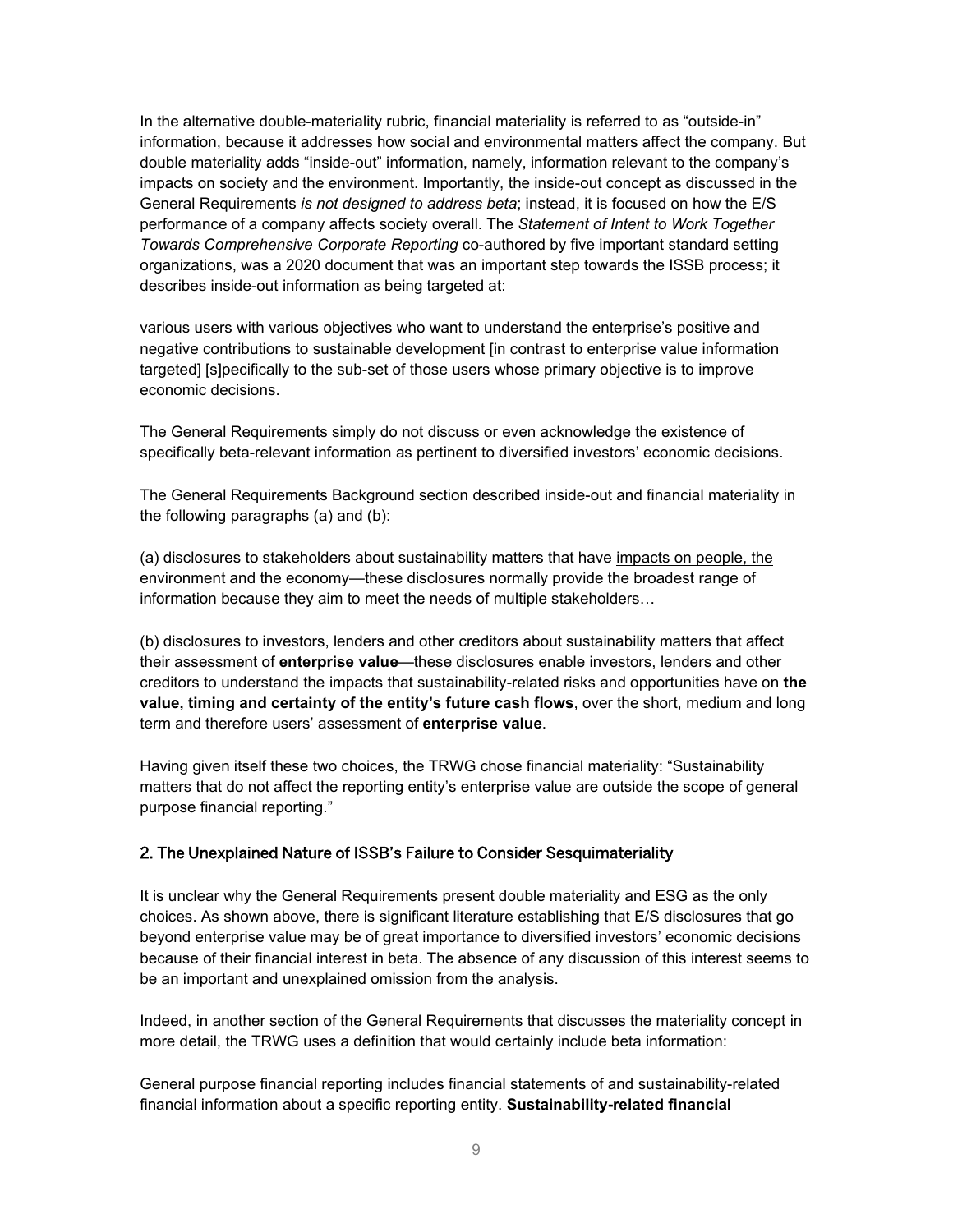In the alternative double-materiality rubric, financial materiality is referred to as "outside-in" information, because it addresses how social and environmental matters affect the company. But double materiality adds "inside-out" information, namely, information relevant to the company's impacts on society and the environment. Importantly, the inside-out concept as discussed in the General Requirements *is not designed to address beta*; instead, it is focused on how the E/S performance of a company affects society overall. The *Statement of Intent to Work Together Towards Comprehensive Corporate Reporting* co-authored by five important standard setting organizations, was a 2020 document that was an important step towards the ISSB process; it describes inside-out information as being targeted at:

various users with various objectives who want to understand the enterprise's positive and negative contributions to sustainable development [in contrast to enterprise value information targeted] [s]pecifically to the sub-set of those users whose primary objective is to improve economic decisions.

The General Requirements simply do not discuss or even acknowledge the existence of specifically beta-relevant information as pertinent to diversified investors' economic decisions.

The General Requirements Background section described inside-out and financial materiality in the following paragraphs (a) and (b):

(a) disclosures to stakeholders about sustainability matters that have <u>impacts on people, the environment and the economy</u>—these disclosures normally provide the broadest range of information because they aim to meet the needs of multiple stakeholders…

(b) disclosures to investors, lenders and other creditors about sustainability matters that affect their assessment of **enterprise value**—these disclosures enable investors, lenders and other creditors to understand the impacts that sustainability-related risks and opportunities have on **the value, timing and certainty of the entity's future cash flows**, over the short, medium and long term and therefore users' assessment of **enterprise value**.

Having given itself these two choices, the TRWG chose financial materiality: "Sustainability matters that do not affect the reporting entity's enterprise value are outside the scope of general purpose financial reporting."

## 2. The Unexplained Nature of ISSB's Failure to Consider Sesquimateriality

It is unclear why the General Requirements present double materiality and ESG as the only choices. As shown above, there is significant literature establishing that E/S disclosures that go beyond enterprise value may be of great importance to diversified investors' economic decisions because of their financial interest in beta. The absence of any discussion of this interest seems to be an important and unexplained omission from the analysis.

Indeed, in another section of the General Requirements that discusses the materiality concept in more detail, the TRWG uses a definition that would certainly include beta information:

General purpose financial reporting includes financial statements of and sustainability-related financial information about a specific reporting entity. **Sustainability-related financial**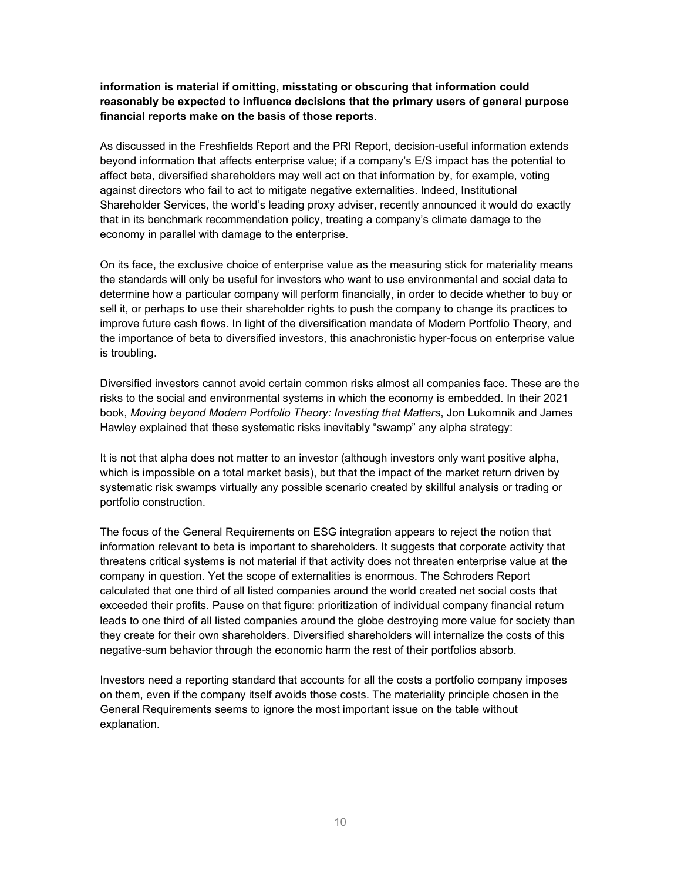**information is material if omitting, misstating or obscuring that information could reasonably be expected to influence decisions that the primary users of general purpose financial reports make on the basis of those reports**.

As discussed in the Freshfields Report and the PRI Report, decision-useful information extends beyond information that affects enterprise value; if a company's E/S impact has the potential to affect beta, diversified shareholders may well act on that information by, for example, voting against directors who fail to act to mitigate negative externalities. Indeed, Institutional Shareholder Services, the world's leading proxy adviser, recently announced it would do exactly that in its benchmark recommendation policy, treating a company's climate damage to the economy in parallel with damage to the enterprise.

On its face, the exclusive choice of enterprise value as the measuring stick for materiality means the standards will only be useful for investors who want to use environmental and social data to determine how a particular company will perform financially, in order to decide whether to buy or sell it, or perhaps to use their shareholder rights to push the company to change its practices to improve future cash flows. In light of the diversification mandate of Modern Portfolio Theory, and the importance of beta to diversified investors, this anachronistic hyper-focus on enterprise value is troubling.

Diversified investors cannot avoid certain common risks almost all companies face. These are the risks to the social and environmental systems in which the economy is embedded. In their 2021 book, *Moving beyond Modern Portfolio Theory: Investing that Matters*, Jon Lukomnik and James Hawley explained that these systematic risks inevitably "swamp" any alpha strategy:

It is not that alpha does not matter to an investor (although investors only want positive alpha, which is impossible on a total market basis), but that the impact of the market return driven by systematic risk swamps virtually any possible scenario created by skillful analysis or trading or portfolio construction.

The focus of the General Requirements on ESG integration appears to reject the notion that information relevant to beta is important to shareholders. It suggests that corporate activity that threatens critical systems is not material if that activity does not threaten enterprise value at the company in question. Yet the scope of externalities is enormous. The Schroders Report calculated that one third of all listed companies around the world created net social costs that exceeded their profits. Pause on that figure: prioritization of individual company financial return leads to one third of all listed companies around the globe destroying more value for society than they create for their own shareholders. Diversified shareholders will internalize the costs of this negative-sum behavior through the economic harm the rest of their portfolios absorb.

Investors need a reporting standard that accounts for all the costs a portfolio company imposes on them, even if the company itself avoids those costs. The materiality principle chosen in the General Requirements seems to ignore the most important issue on the table without explanation.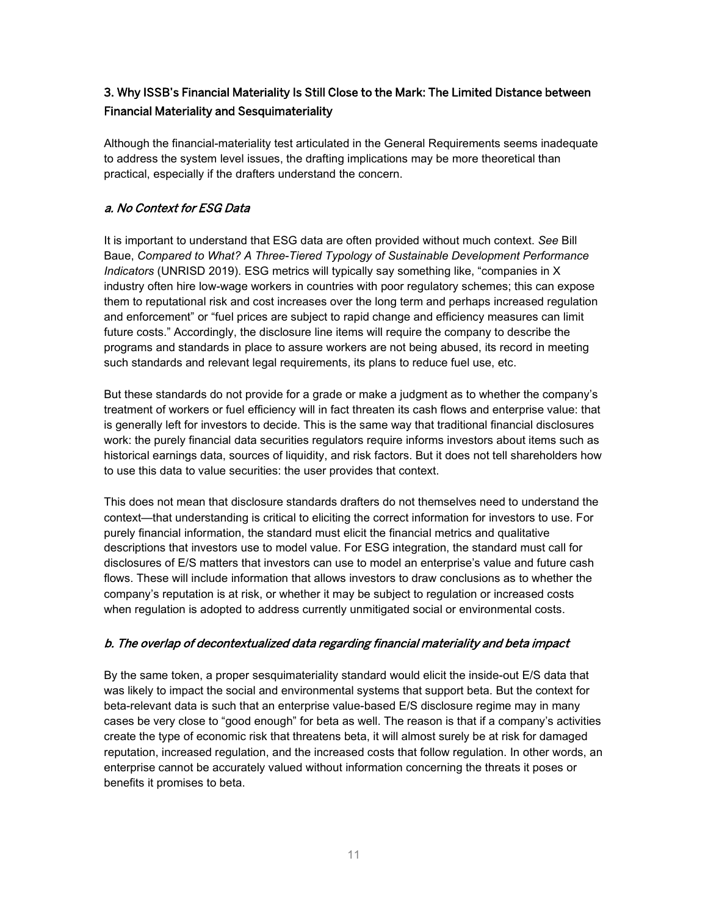### 3. Why ISSB's Financial Materiality Is Still Close to the Mark: The Limited Distance between Financial Materiality and Sesquimateriality

Although the financial-materiality test articulated in the General Requirements seems inadequate to address the system level issues, the drafting implications may be more theoretical than practical, especially if the drafters understand the concern.

#### *a. No Context for ESG Data*

It is important to understand that ESG data are often provided without much context. *See* Bill Baue, *Compared to What? A Three-Tiered Typology of Sustainable Development Performance Indicators* (UNRISD 2019). ESG metrics will typically say something like, "companies in X industry often hire low-wage workers in countries with poor regulatory schemes; this can expose them to reputational risk and cost increases over the long term and perhaps increased regulation and enforcement" or "fuel prices are subject to rapid change and efficiency measures can limit future costs." Accordingly, the disclosure line items will require the company to describe the programs and standards in place to assure workers are not being abused, its record in meeting such standards and relevant legal requirements, its plans to reduce fuel use, etc.

But these standards do not provide for a grade or make a judgment as to whether the company's treatment of workers or fuel efficiency will in fact threaten its cash flows and enterprise value: that is generally left for investors to decide. This is the same way that traditional financial disclosures work: the purely financial data securities regulators require informs investors about items such as historical earnings data, sources of liquidity, and risk factors. But it does not tell shareholders how to use this data to value securities: the user provides that context.

This does not mean that disclosure standards drafters do not themselves need to understand the context—that understanding is critical to eliciting the correct information for investors to use. For purely financial information, the standard must elicit the financial metrics and qualitative descriptions that investors use to model value. For ESG integration, the standard must call for disclosures of E/S matters that investors can use to model an enterprise's value and future cash flows. These will include information that allows investors to draw conclusions as to whether the company's reputation is at risk, or whether it may be subject to regulation or increased costs when regulation is adopted to address currently unmitigated social or environmental costs.

#### *b. The overlap of decontextualized data regarding financial materiality and beta impact*

By the same token, a proper sesquimateriality standard would elicit the inside-out E/S data that was likely to impact the social and environmental systems that support beta. But the context for beta-relevant data is such that an enterprise value-based E/S disclosure regime may in many cases be very close to "good enough" for beta as well. The reason is that if a company's activities create the type of economic risk that threatens beta, it will almost surely be at risk for damaged reputation, increased regulation, and the increased costs that follow regulation. In other words, an enterprise cannot be accurately valued without information concerning the threats it poses or benefits it promises to beta.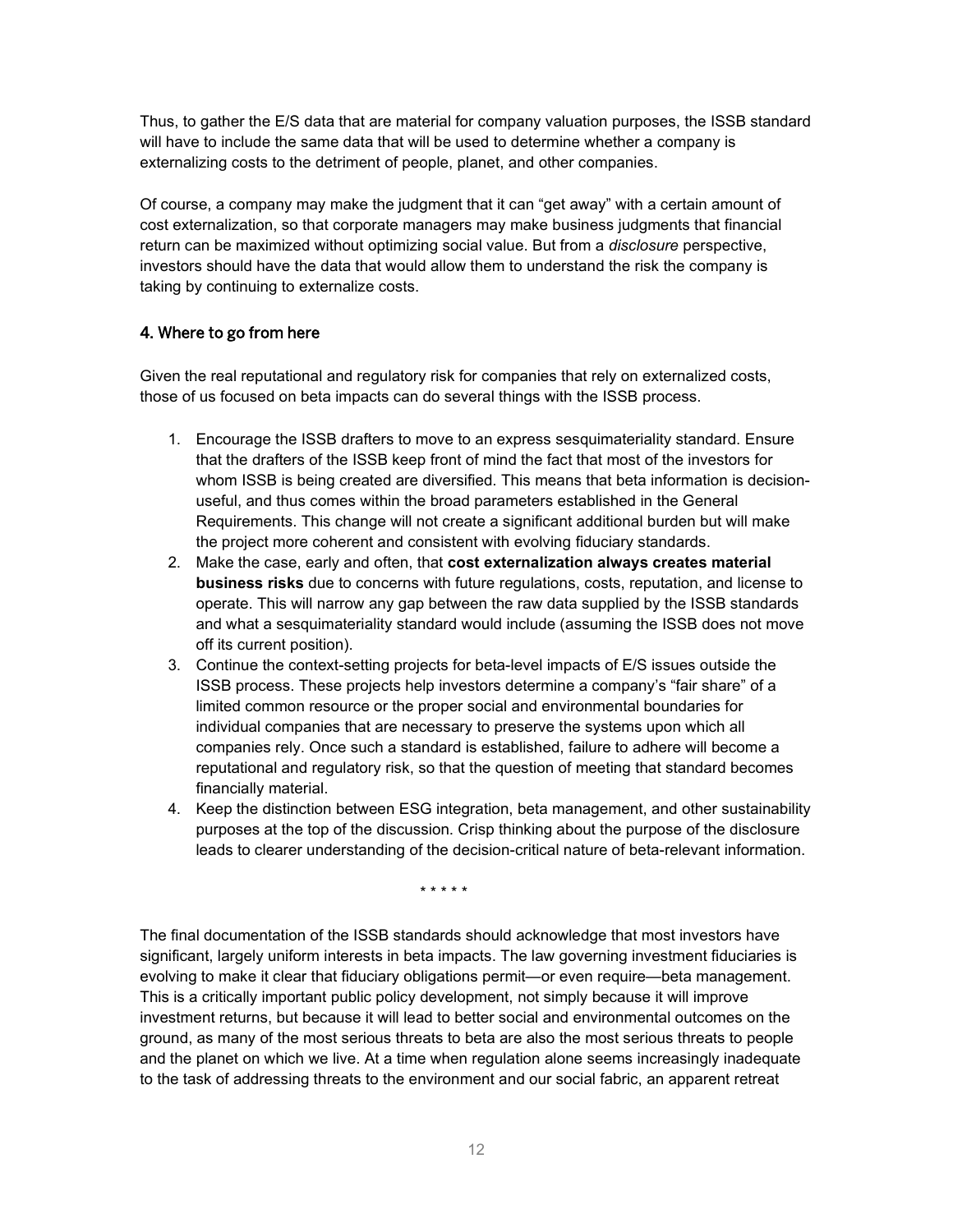Thus, to gather the E/S data that are material for company valuation purposes, the ISSB standard will have to include the same data that will be used to determine whether a company is externalizing costs to the detriment of people, planet, and other companies.

Of course, a company may make the judgment that it can "get away" with a certain amount of cost externalization, so that corporate managers may make business judgments that financial return can be maximized without optimizing social value. But from a *disclosure* perspective, investors should have the data that would allow them to understand the risk the company is taking by continuing to externalize costs.

## 4. Where to go from here

Given the real reputational and regulatory risk for companies that rely on externalized costs, those of us focused on beta impacts can do several things with the ISSB process.

1. Encourage the ISSB drafters to move to an express sesquimateriality standard. Ensure that the drafters of the ISSB keep front of mind the fact that most of the investors for whom ISSB is being created are diversified. This means that beta information is decision-useful, and thus comes within the broad parameters established in the General Requirements. This change will not create a significant additional burden but will make the project more coherent and consistent with evolving fiduciary standards.
2. Make the case, early and often, that **cost externalization always creates material business risks** due to concerns with future regulations, costs, reputation, and license to operate. This will narrow any gap between the raw data supplied by the ISSB standards and what a sesquimateriality standard would include (assuming the ISSB does not move off its current position).
3. Continue the context-setting projects for beta-level impacts of E/S issues outside the ISSB process. These projects help investors determine a company's "fair share" of a limited common resource or the proper social and environmental boundaries for individual companies that are necessary to preserve the systems upon which all companies rely. Once such a standard is established, failure to adhere will become a reputational and regulatory risk, so that the question of meeting that standard becomes financially material.
4. Keep the distinction between ESG integration, beta management, and other sustainability purposes at the top of the discussion. Crisp thinking about the purpose of the disclosure leads to clearer understanding of the decision-critical nature of beta-relevant information.

\* \* \* \* \*

The final documentation of the ISSB standards should acknowledge that most investors have significant, largely uniform interests in beta impacts. The law governing investment fiduciaries is evolving to make it clear that fiduciary obligations permit—or even require—beta management. This is a critically important public policy development, not simply because it will improve investment returns, but because it will lead to better social and environmental outcomes on the ground, as many of the most serious threats to beta are also the most serious threats to people and the planet on which we live. At a time when regulation alone seems increasingly inadequate to the task of addressing threats to the environment and our social fabric, an apparent retreat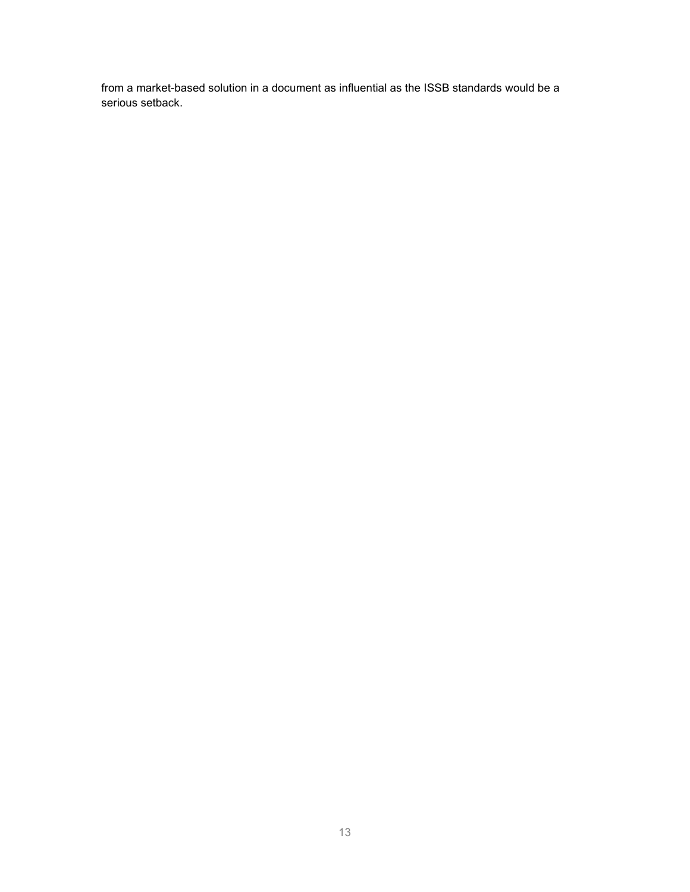from a market-based solution in a document as influential as the ISSB standards would be a serious setback.